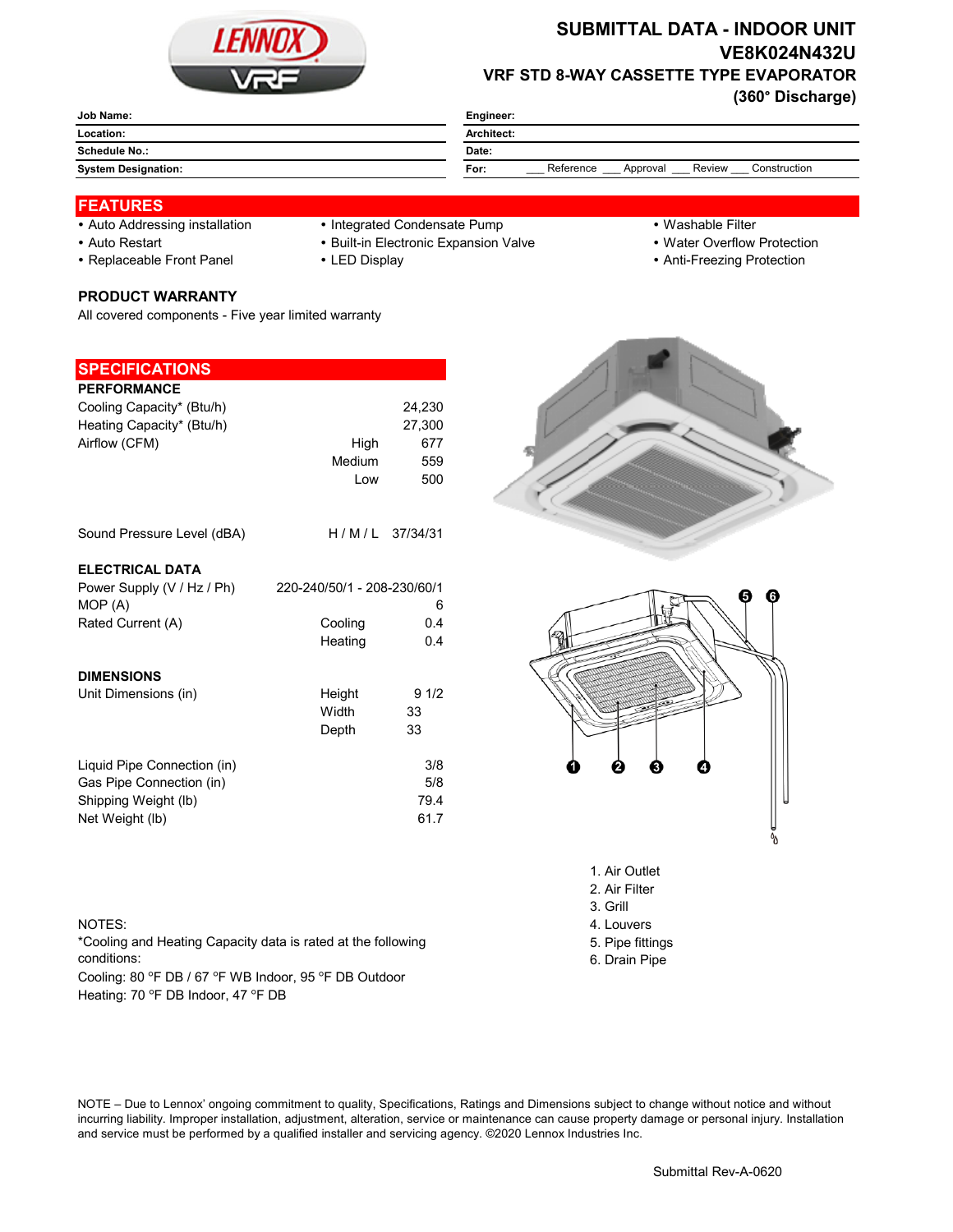# SUBMITTAL DATA - INDOOR UNIT
## VE8K024N432U
### VRF STD 8-WAY CASSETTE TYPE EVAPORATOR
### (360° Discharge)

| | | | |
|---|---|---|---|
| **Job Name:** | | **Engineer:** | |
| **Location:** | | **Architect:** | |
| **Schedule No.:** | | **Date:** | |
| **System Designation:** | | **For:** | ___ Reference ___ Approval ___ Review ___ Construction |

## FEATURES

- Auto Addressing installation
- Auto Restart
- Replaceable Front Panel
- Integrated Condensate Pump
- Built-in Electronic Expansion Valve
- LED Display
- Washable Filter
- Water Overflow Protection
- Anti-Freezing Protection

### PRODUCT WARRANTY

All covered components - Five year limited warranty

## SPECIFICATIONS

### PERFORMANCE

| | | |
|---|---|---|
| Cooling Capacity* (Btu/h) | | 24,230 |
| Heating Capacity* (Btu/h) | | 27,300 |
| Airflow (CFM) | High | 677 |
| | Medium | 559 |
| | Low | 500 |
| Sound Pressure Level (dBA) | H / M / L | 37/34/31 |

### ELECTRICAL DATA

| | | |
|---|---|---|
| Power Supply (V / Hz / Ph) | | 220-240/50/1 - 208-230/60/1 |
| MOP (A) | | 6 |
| Rated Current (A) | Cooling | 0.4 |
| | Heating | 0.4 |

### DIMENSIONS

| | | |
|---|---|---|
| Unit Dimensions (in) | Height | 9 1/2 |
| | Width | 33 |
| | Depth | 33 |
| Liquid Pipe Connection (in) | | 3/8 |
| Gas Pipe Connection (in) | | 5/8 |
| Shipping Weight (lb) | | 79.4 |
| Net Weight (lb) | | 61.7 |

1. Air Outlet
2. Air Filter
3. Grill
4. Louvers
5. Pipe fittings
6. Drain Pipe

NOTES:
*Cooling and Heating Capacity data is rated at the following conditions:
Cooling: 80 °F DB / 67 °F WB Indoor, 95 °F DB Outdoor
Heating: 70 °F DB Indoor, 47 °F DB

NOTE – Due to Lennox' ongoing commitment to quality, Specifications, Ratings and Dimensions subject to change without notice and without incurring liability. Improper installation, adjustment, alteration, service or maintenance can cause property damage or personal injury. Installation and service must be performed by a qualified installer and servicing agency. ©2020 Lennox Industries Inc.

Submittal Rev-A-0620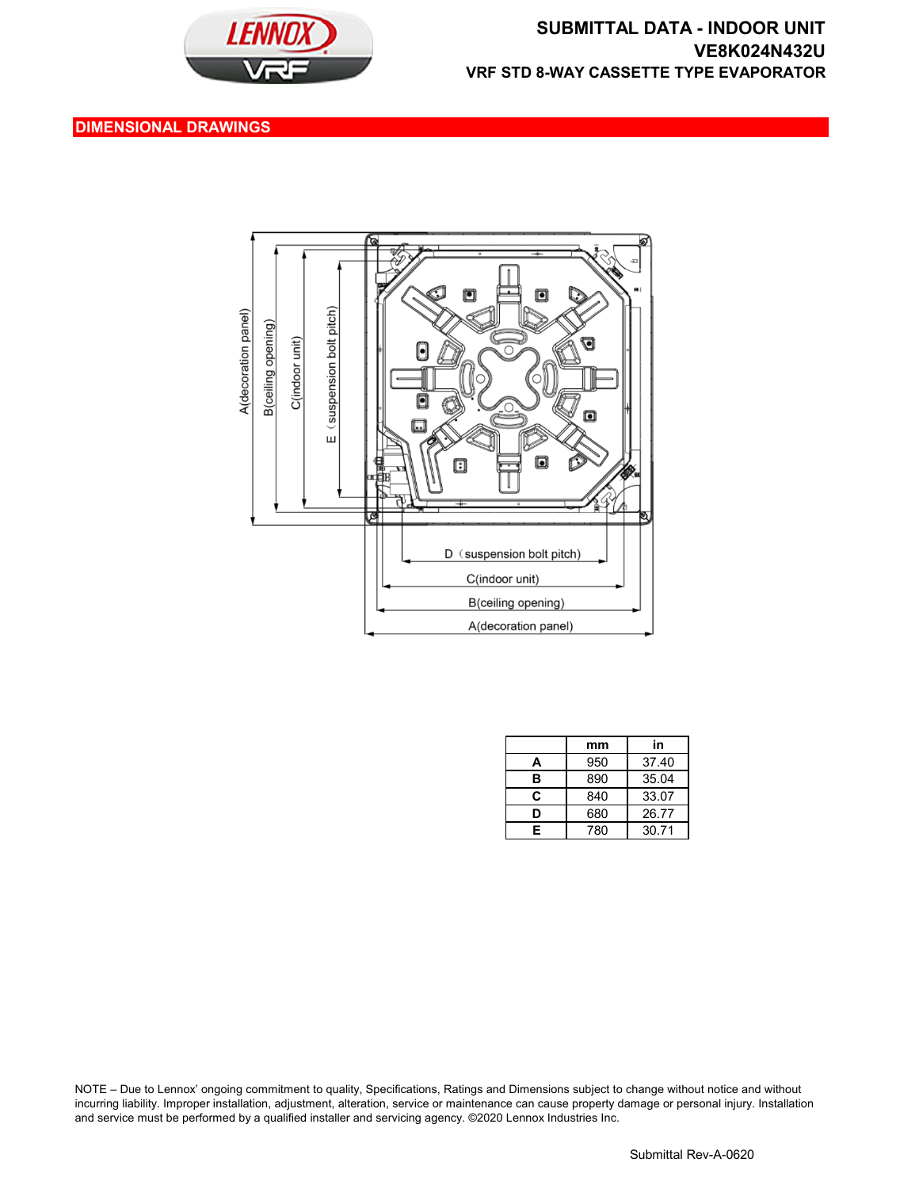# SUBMITTAL DATA - INDOOR UNIT
## VE8K024N432U
### VRF STD 8-WAY CASSETTE TYPE EVAPORATOR

## DIMENSIONAL DRAWINGS

A(decoration panel)
B(ceiling opening)
C(indoor unit)
E（suspension bolt pitch)
D（suspension bolt pitch)
C(indoor unit)
B(ceiling opening)
A(decoration panel)

| | mm | in |
|---|---|---|
| **A** | 950 | 37.40 |
| **B** | 890 | 35.04 |
| **C** | 840 | 33.07 |
| **D** | 680 | 26.77 |
| **E** | 780 | 30.71 |

NOTE – Due to Lennox' ongoing commitment to quality, Specifications, Ratings and Dimensions subject to change without notice and without incurring liability. Improper installation, adjustment, alteration, service or maintenance can cause property damage or personal injury. Installation and service must be performed by a qualified installer and servicing agency. ©2020 Lennox Industries Inc.

Submittal Rev-A-0620